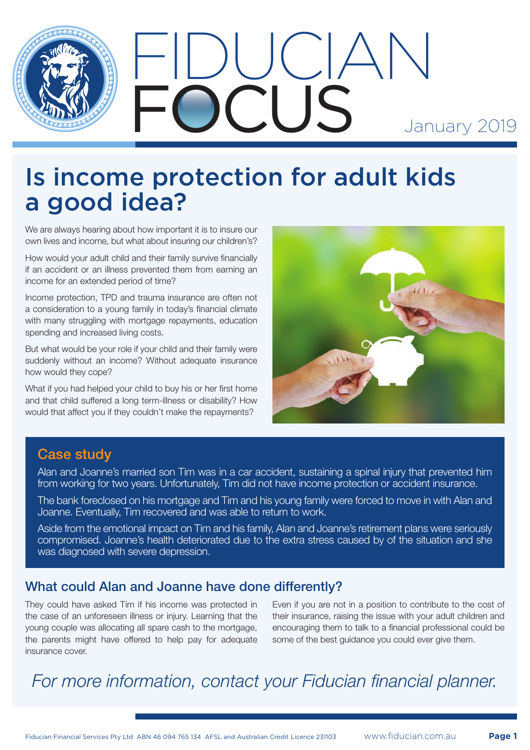# FIDUCIAN FOCUS

January 2019

## Is income protection for adult kids a good idea?

We are always hearing about how important it is to insure our own lives and income, but what about insuring our children's?

How would your adult child and their family survive financially if an accident or an illness prevented them from earning an income for an extended period of time?

Income protection, TPD and trauma insurance are often not a consideration to a young family in today's financial climate with many struggling with mortgage repayments, education spending and increased living costs.

But what would be your role if your child and their family were suddenly without an income? Without adequate insurance how would they cope?

What if you had helped your child to buy his or her first home and that child suffered a long term-illness or disability? How would that affect you if they couldn't make the repayments?

### Case study

Alan and Joanne's married son Tim was in a car accident, sustaining a spinal injury that prevented him from working for two years. Unfortunately, Tim did not have income protection or accident insurance.

The bank foreclosed on his mortgage and Tim and his young family were forced to move in with Alan and Joanne. Eventually, Tim recovered and was able to return to work.

Aside from the emotional impact on Tim and his family, Alan and Joanne's retirement plans were seriously compromised. Joanne's health deteriorated due to the extra stress caused by of the situation and she was diagnosed with severe depression.

### What could Alan and Joanne have done differently?

They could have asked Tim if his income was protected in the case of an unforeseen illness or injury. Learning that the young couple was allocating all spare cash to the mortgage, the parents might have offered to help pay for adequate insurance cover.

Even if you are not in a position to contribute to the cost of their insurance, raising the issue with your adult children and encouraging them to talk to a financial professional could be some of the best guidance you could ever give them.

*For more information, contact your Fiducian financial planner.*

Fiducian Financial Services Pty Ltd ABN 46 094 765 134 AFSL and Australian Credit Licence 231103 www.fiducian.com.au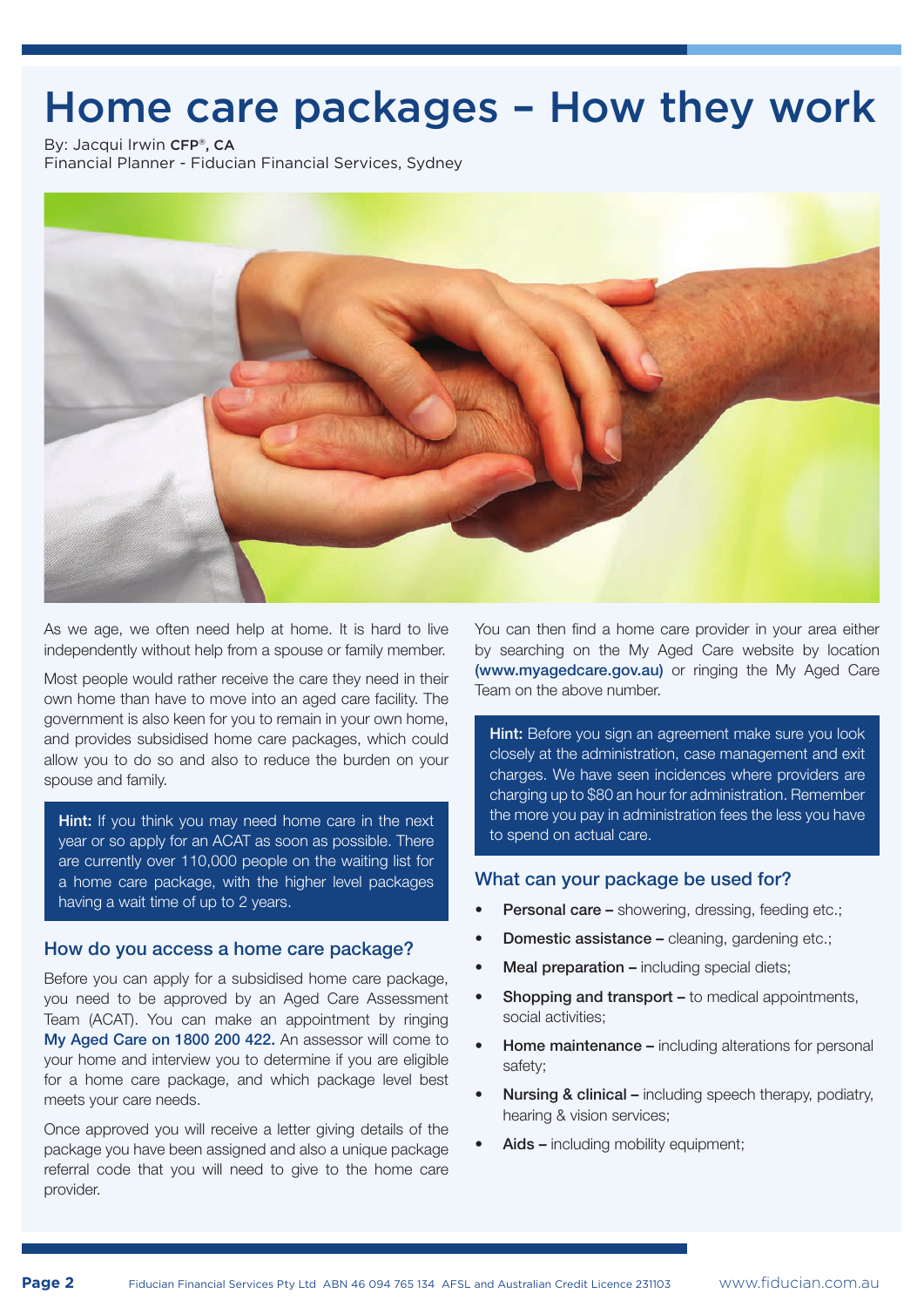# Home care packages – How they work

By: Jacqui Irwin CFP®, CA
Financial Planner - Fiducian Financial Services, Sydney

As we age, we often need help at home. It is hard to live independently without help from a spouse or family member.

Most people would rather receive the care they need in their own home than have to move into an aged care facility. The government is also keen for you to remain in your own home, and provides subsidised home care packages, which could allow you to do so and also to reduce the burden on your spouse and family.

> **Hint:** If you think you may need home care in the next year or so apply for an ACAT as soon as possible. There are currently over 110,000 people on the waiting list for a home care package, with the higher level packages having a wait time of up to 2 years.

## How do you access a home care package?

Before you can apply for a subsidised home care package, you need to be approved by an Aged Care Assessment Team (ACAT). You can make an appointment by ringing **My Aged Care on 1800 200 422.** An assessor will come to your home and interview you to determine if you are eligible for a home care package, and which package level best meets your care needs.

Once approved you will receive a letter giving details of the package you have been assigned and also a unique package referral code that you will need to give to the home care provider.

You can then find a home care provider in your area either by searching on the My Aged Care website by location **(www.myagedcare.gov.au)** or ringing the My Aged Care Team on the above number.

> **Hint:** Before you sign an agreement make sure you look closely at the administration, case management and exit charges. We have seen incidences where providers are charging up to $80 an hour for administration. Remember the more you pay in administration fees the less you have to spend on actual care.

## What can your package be used for?

- **Personal care –** showering, dressing, feeding etc.;
- **Domestic assistance –** cleaning, gardening etc.;
- **Meal preparation –** including special diets;
- **Shopping and transport –** to medical appointments, social activities;
- **Home maintenance –** including alterations for personal safety;
- **Nursing & clinical –** including speech therapy, podiatry, hearing & vision services;
- **Aids –** including mobility equipment;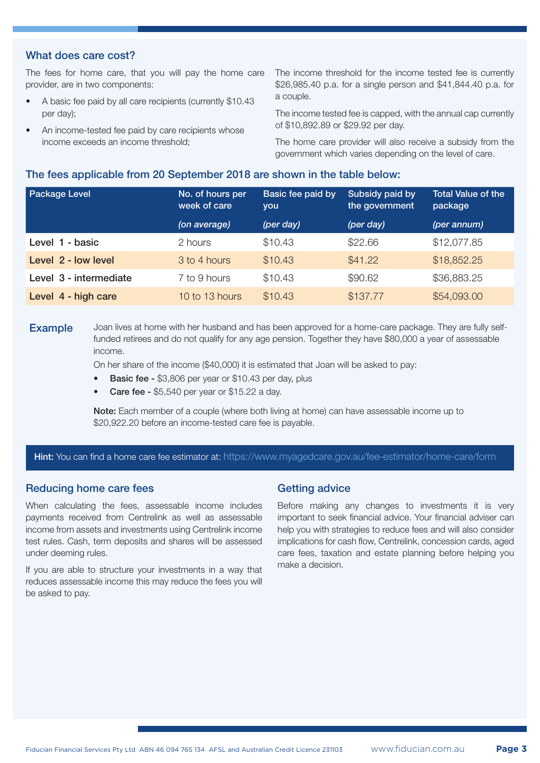## What does care cost?

The fees for home care, that you will pay the home care provider, are in two components:

- A basic fee paid by all care recipients (currently $10.43 per day);
- An income-tested fee paid by care recipients whose income exceeds an income threshold;

The income threshold for the income tested fee is currently $26,985.40 p.a. for a single person and $41,844.40 p.a. for a couple.

The income tested fee is capped, with the annual cap currently of $10,892.89 or $29.92 per day.

The home care provider will also receive a subsidy from the government which varies depending on the level of care.

### The fees applicable from 20 September 2018 are shown in the table below:

| Package Level | No. of hours per week of care *(on average)* | Basic fee paid by you *(per day)* | Subsidy paid by the government *(per day)* | Total Value of the package *(per annum)* |
|---|---|---|---|---|
| Level 1 - basic | 2 hours | $10.43 | $22.66 | $12,077.85 |
| Level 2 - low level | 3 to 4 hours | $10.43 | $41.22 | $18,852.25 |
| Level 3 - intermediate | 7 to 9 hours | $10.43 | $90.62 | $36,883.25 |
| Level 4 - high care | 10 to 13 hours | $10.43 | $137.77 | $54,093.00 |

**Example**

Joan lives at home with her husband and has been approved for a home-care package. They are fully self-funded retirees and do not qualify for any age pension. Together they have $80,000 a year of assessable income.

On her share of the income ($40,000) it is estimated that Joan will be asked to pay:

- **Basic fee -** $3,806 per year or $10.43 per day, plus
- **Care fee -** $5,540 per year or $15.22 a day.

**Note:** Each member of a couple (where both living at home) can have assessable income up to $20,922.20 before an income-tested care fee is payable.

**Hint:** You can find a home care fee estimator at: https://www.myagedcare.gov.au/fee-estimator/home-care/form

## Reducing home care fees

When calculating the fees, assessable income includes payments received from Centrelink as well as assessable income from assets and investments using Centrelink income test rules. Cash, term deposits and shares will be assessed under deeming rules.

If you are able to structure your investments in a way that reduces assessable income this may reduce the fees you will be asked to pay.

## Getting advice

Before making any changes to investments it is very important to seek financial advice. Your financial adviser can help you with strategies to reduce fees and will also consider implications for cash flow, Centrelink, concession cards, aged care fees, taxation and estate planning before helping you make a decision.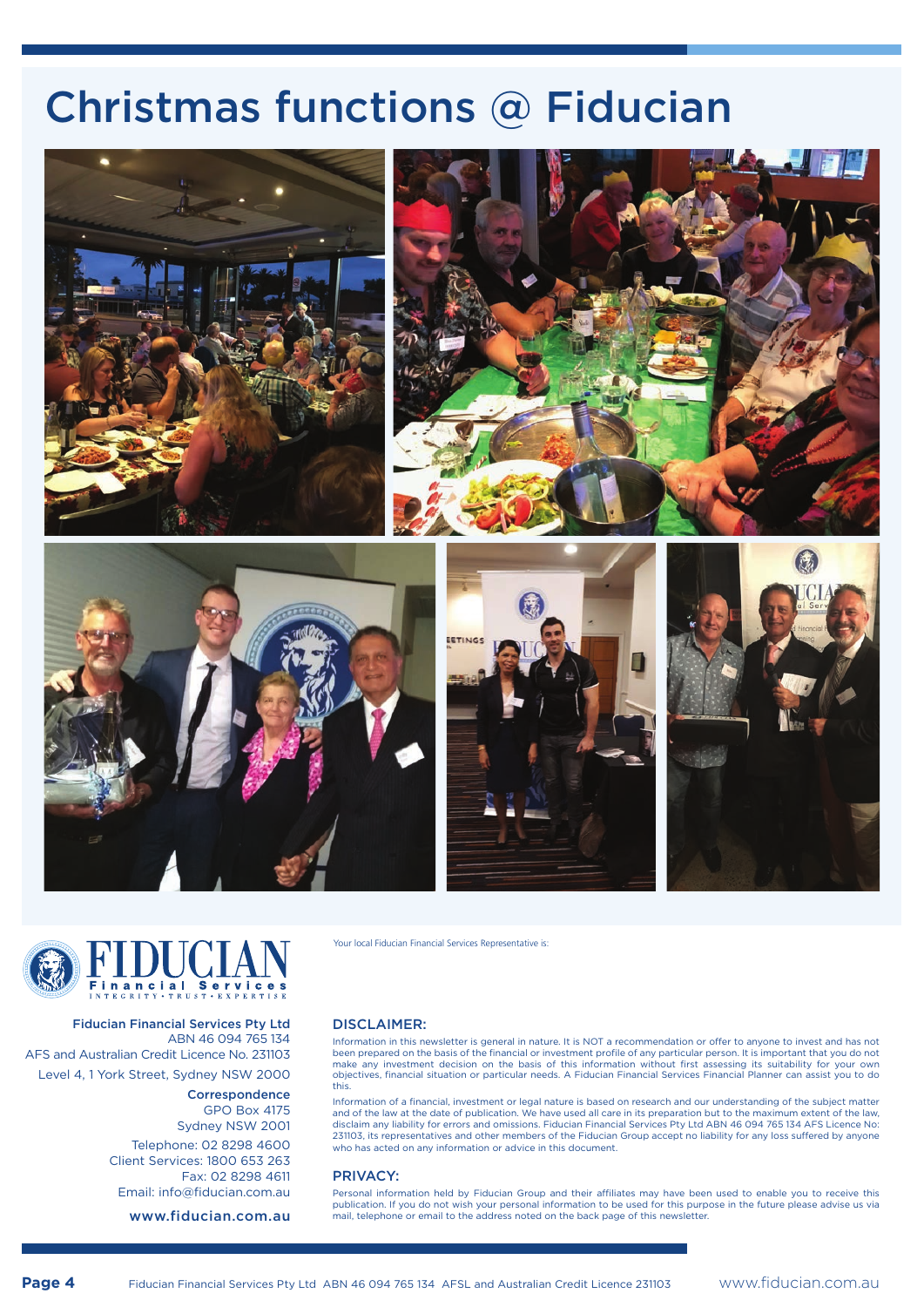# Christmas functions @ Fiducian

Your local Fiducian Financial Services Representative is:

**Fiducian Financial Services Pty Ltd**
ABN 46 094 765 134
AFS and Australian Credit Licence No. 231103
Level 4, 1 York Street, Sydney NSW 2000

**Correspondence**
GPO Box 4175
Sydney NSW 2001

Telephone: 02 8298 4600
Client Services: 1800 653 263
Fax: 02 8298 4611
Email: info@fiducian.com.au

**www.fiducian.com.au**

## DISCLAIMER:

Information in this newsletter is general in nature. It is NOT a recommendation or offer to anyone to invest and has not been prepared on the basis of the financial or investment profile of any particular person. It is important that you do not make any investment decision on the basis of this information without first assessing its suitability for your own objectives, financial situation or particular needs. A Fiducian Financial Services Financial Planner can assist you to do this.

Information of a financial, investment or legal nature is based on research and our understanding of the subject matter and of the law at the date of publication. We have used all care in its preparation but to the maximum extent of the law, disclaim any liability for errors and omissions. Fiducian Financial Services Pty Ltd ABN 46 094 765 134 AFS Licence No: 231103, its representatives and other members of the Fiducian Group accept no liability for any loss suffered by anyone who has acted on any information or advice in this document.

## PRIVACY:

Personal information held by Fiducian Group and their affiliates may have been used to enable you to receive this publication. If you do not wish your personal information to be used for this purpose in the future please advise us via mail, telephone or email to the address noted on the back page of this newsletter.